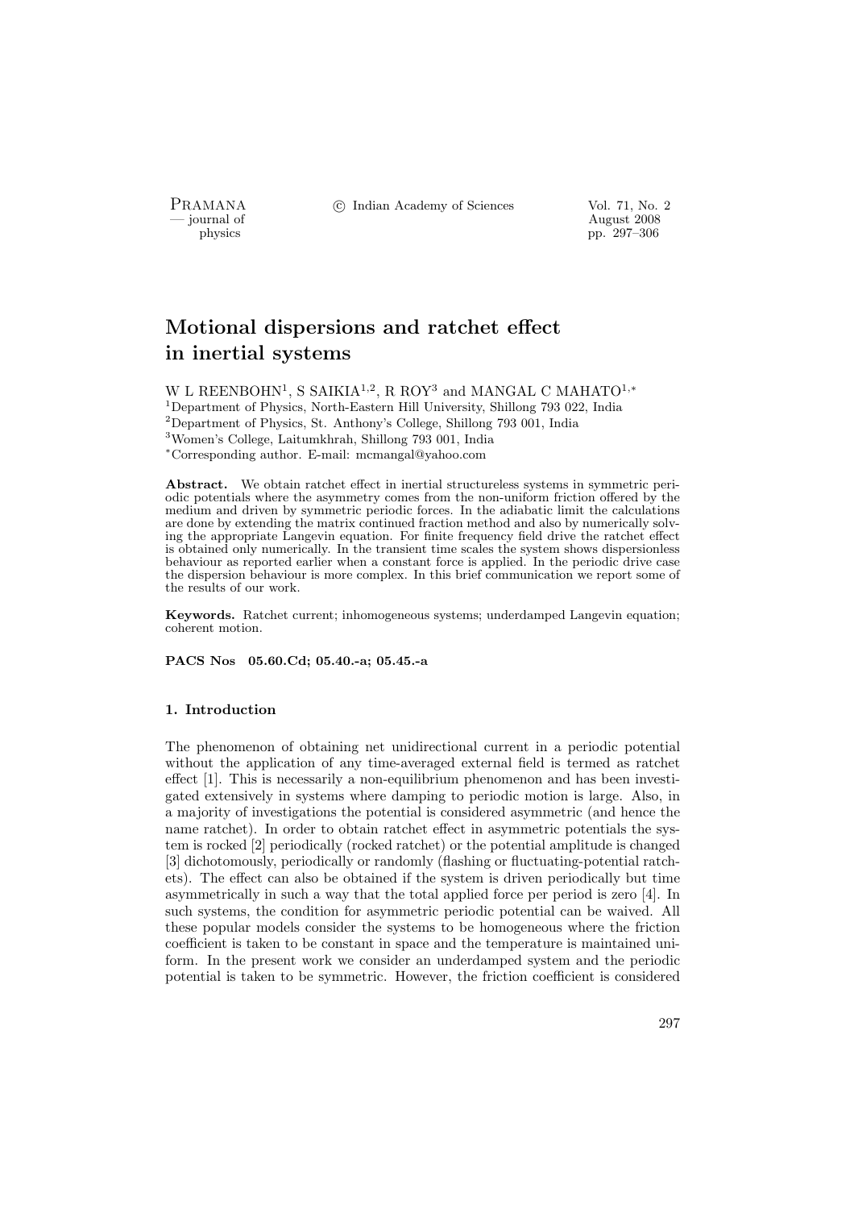# Motional dispersions and ratchet effect in inertial systems

W L REENBOHN[1], S SAIKIA[1,2], R ROY[3] and MANGAL C MAHATO[1,*]

[1]Department of Physics, North-Eastern Hill University, Shillong 793 022, India
[2]Department of Physics, St. Anthony's College, Shillong 793 001, India
[3]Women's College, Laitumkhrah, Shillong 793 001, India
[*]Corresponding author. E-mail: mcmangal@yahoo.com

**Abstract.** We obtain ratchet effect in inertial structureless systems in symmetric periodic potentials where the asymmetry comes from the non-uniform friction offered by the medium and driven by symmetric periodic forces. In the adiabatic limit the calculations are done by extending the matrix continued fraction method and also by numerically solving the appropriate Langevin equation. For finite frequency field drive the ratchet effect is obtained only numerically. In the transient time scales the system shows dispersionless behaviour as reported earlier when a constant force is applied. In the periodic drive case the dispersion behaviour is more complex. In this brief communication we report some of the results of our work.

**Keywords.** Ratchet current; inhomogeneous systems; underdamped Langevin equation; coherent motion.

**PACS Nos 05.60.Cd; 05.40.-a; 05.45.-a**

## 1. Introduction

The phenomenon of obtaining net unidirectional current in a periodic potential without the application of any time-averaged external field is termed as ratchet effect [1]. This is necessarily a non-equilibrium phenomenon and has been investigated extensively in systems where damping to periodic motion is large. Also, in a majority of investigations the potential is considered asymmetric (and hence the name ratchet). In order to obtain ratchet effect in asymmetric potentials the system is rocked [2] periodically (rocked ratchet) or the potential amplitude is changed [3] dichotomously, periodically or randomly (flashing or fluctuating-potential ratchets). The effect can also be obtained if the system is driven periodically but time asymmetrically in such a way that the total applied force per period is zero [4]. In such systems, the condition for asymmetric periodic potential can be waived. All these popular models consider the systems to be homogeneous where the friction coefficient is taken to be constant in space and the temperature is maintained uniform. In the present work we consider an underdamped system and the periodic potential is taken to be symmetric. However, the friction coefficient is considered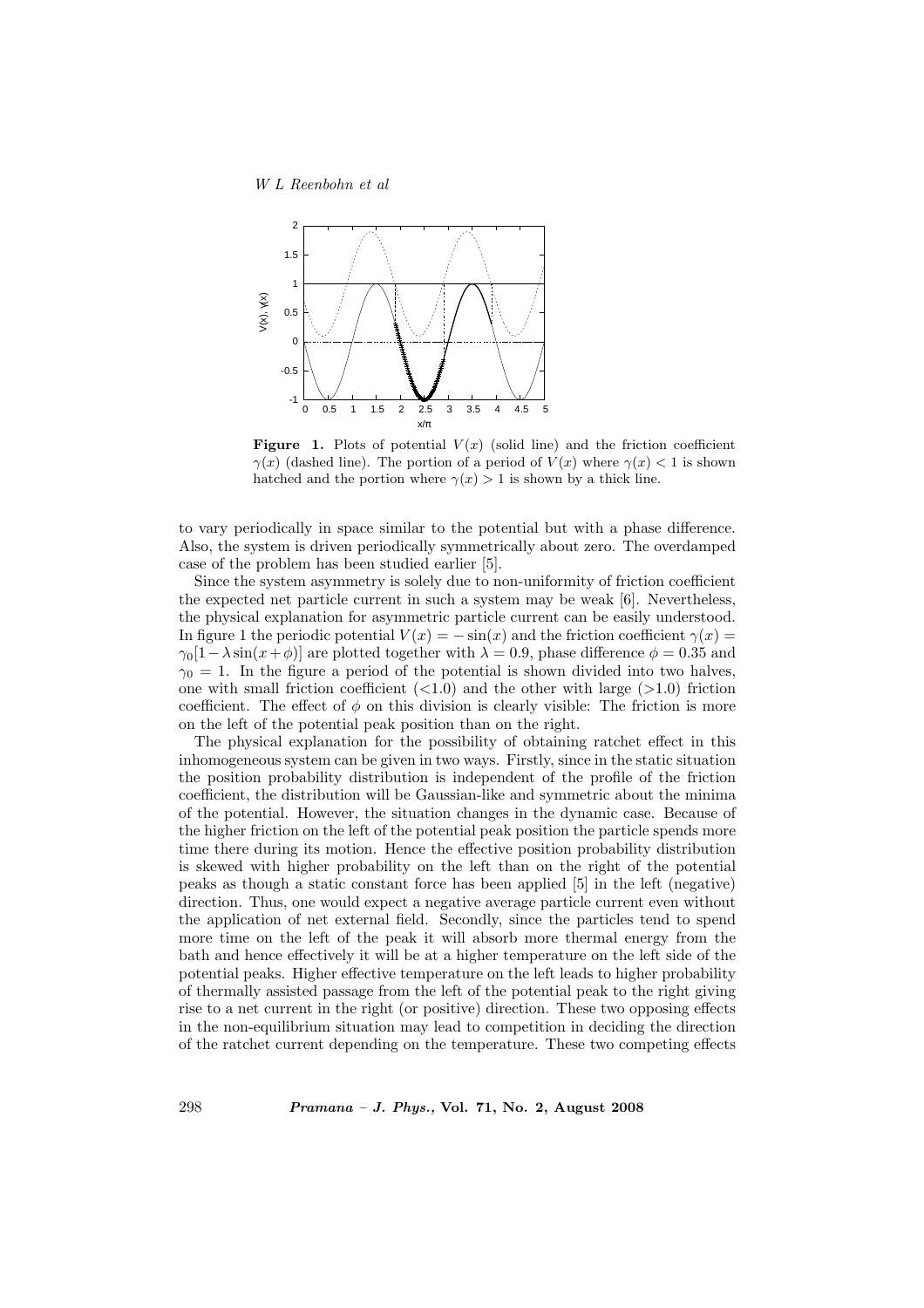**Figure 1.** Plots of potential $V(x)$ (solid line) and the friction coefficient $\gamma(x)$ (dashed line). The portion of a period of $V(x)$ where $\gamma(x) < 1$ is shown hatched and the portion where $\gamma(x) > 1$ is shown by a thick line.

to vary periodically in space similar to the potential but with a phase difference. Also, the system is driven periodically symmetrically about zero. The overdamped case of the problem has been studied earlier [5].

Since the system asymmetry is solely due to non-uniformity of friction coefficient the expected net particle current in such a system may be weak [6]. Nevertheless, the physical explanation for asymmetric particle current can be easily understood. In figure 1 the periodic potential $V(x) = -\sin(x)$ and the friction coefficient $\gamma(x) = \gamma_0[1 - \lambda \sin(x + \phi)]$ are plotted together with $\lambda = 0.9$, phase difference $\phi = 0.35$ and $\gamma_0 = 1$. In the figure a period of the potential is shown divided into two halves, one with small friction coefficient ($<1.0$) and the other with large ($>1.0$) friction coefficient. The effect of $\phi$ on this division is clearly visible: The friction is more on the left of the potential peak position than on the right.

The physical explanation for the possibility of obtaining ratchet effect in this inhomogeneous system can be given in two ways. Firstly, since in the static situation the position probability distribution is independent of the profile of the friction coefficient, the distribution will be Gaussian-like and symmetric about the minima of the potential. However, the situation changes in the dynamic case. Because of the higher friction on the left of the potential peak position the particle spends more time there during its motion. Hence the effective position probability distribution is skewed with higher probability on the left than on the right of the potential peaks as though a static constant force has been applied [5] in the left (negative) direction. Thus, one would expect a negative average particle current even without the application of net external field. Secondly, since the particles tend to spend more time on the left of the peak it will absorb more thermal energy from the bath and hence effectively it will be at a higher temperature on the left side of the potential peaks. Higher effective temperature on the left leads to higher probability of thermally assisted passage from the left of the potential peak to the right giving rise to a net current in the right (or positive) direction. These two opposing effects in the non-equilibrium situation may lead to competition in deciding the direction of the ratchet current depending on the temperature. These two competing effects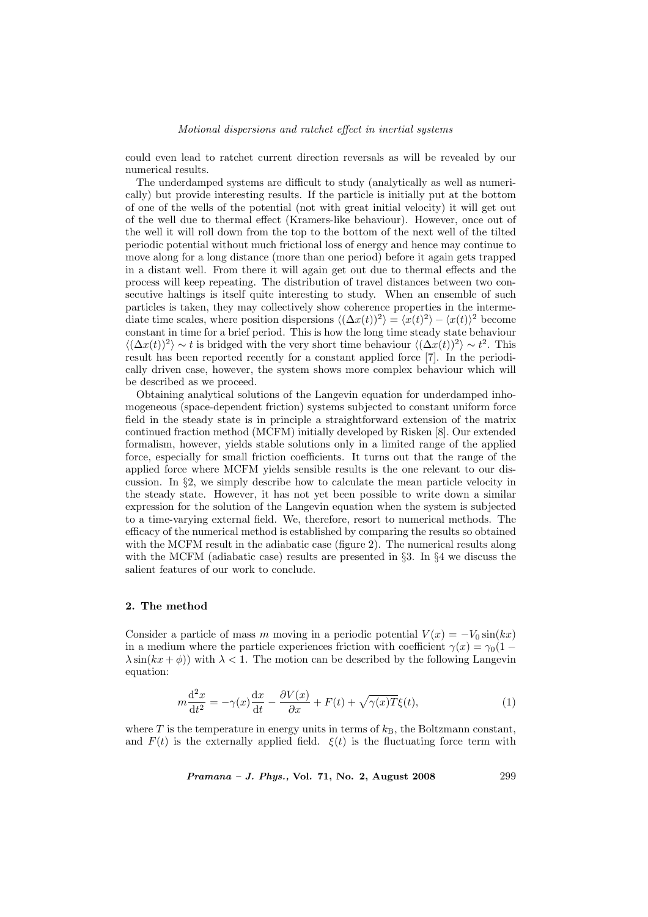could even lead to ratchet current direction reversals as will be revealed by our numerical results.

The underdamped systems are difficult to study (analytically as well as numerically) but provide interesting results. If the particle is initially put at the bottom of one of the wells of the potential (not with great initial velocity) it will get out of the well due to thermal effect (Kramers-like behaviour). However, once out of the well it will roll down from the top to the bottom of the next well of the tilted periodic potential without much frictional loss of energy and hence may continue to move along for a long distance (more than one period) before it again gets trapped in a distant well. From there it will again get out due to thermal effects and the process will keep repeating. The distribution of travel distances between two consecutive haltings is itself quite interesting to study. When an ensemble of such particles is taken, they may collectively show coherence properties in the intermediate time scales, where position dispersions $\langle(\Delta x(t))^2\rangle = \langle x(t)^2\rangle - \langle x(t)\rangle^2$ become constant in time for a brief period. This is how the long time steady state behaviour $\langle(\Delta x(t))^2\rangle \sim t$ is bridged with the very short time behaviour $\langle(\Delta x(t))^2\rangle \sim t^2$. This result has been reported recently for a constant applied force [7]. In the periodically driven case, however, the system shows more complex behaviour which will be described as we proceed.

Obtaining analytical solutions of the Langevin equation for underdamped inhomogeneous (space-dependent friction) systems subjected to constant uniform force field in the steady state is in principle a straightforward extension of the matrix continued fraction method (MCFM) initially developed by Risken [8]. Our extended formalism, however, yields stable solutions only in a limited range of the applied force, especially for small friction coefficients. It turns out that the range of the applied force where MCFM yields sensible results is the one relevant to our discussion. In §2, we simply describe how to calculate the mean particle velocity in the steady state. However, it has not yet been possible to write down a similar expression for the solution of the Langevin equation when the system is subjected to a time-varying external field. We, therefore, resort to numerical methods. The efficacy of the numerical method is established by comparing the results so obtained with the MCFM result in the adiabatic case (figure 2). The numerical results along with the MCFM (adiabatic case) results are presented in §3. In §4 we discuss the salient features of our work to conclude.

## 2. The method

Consider a particle of mass $m$ moving in a periodic potential $V(x) = -V_0 \sin(kx)$ in a medium where the particle experiences friction with coefficient $\gamma(x) = \gamma_0(1 - \lambda \sin(kx + \phi))$ with $\lambda < 1$. The motion can be described by the following Langevin equation:

$$m\frac{\mathrm{d}^2 x}{\mathrm{d}t^2} = -\gamma(x)\frac{\mathrm{d}x}{\mathrm{d}t} - \frac{\partial V(x)}{\partial x} + F(t) + \sqrt{\gamma(x)T}\xi(t), \tag{1}$$

where $T$ is the temperature in energy units in terms of $k_{\mathrm{B}}$, the Boltzmann constant, and $F(t)$ is the externally applied field. $\xi(t)$ is the fluctuating force term with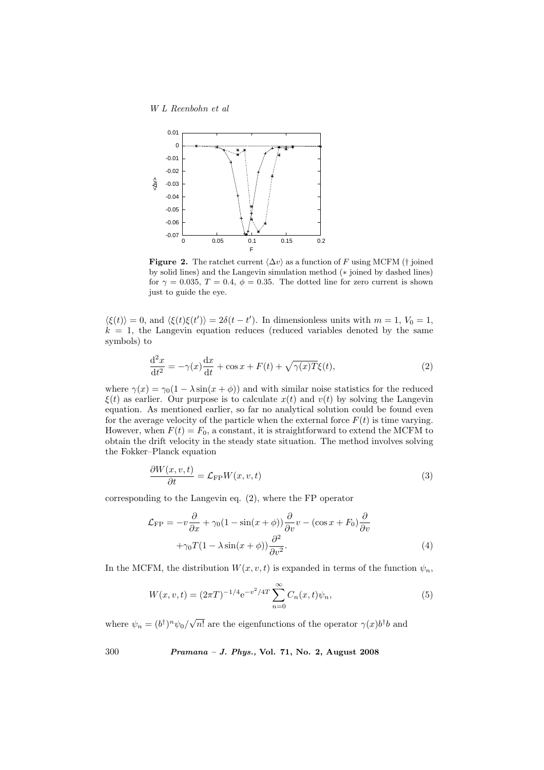**Figure 2.** The ratchet current $\langle \Delta v \rangle$ as a function of $F$ using MCFM († joined by solid lines) and the Langevin simulation method (∗ joined by dashed lines) for $\gamma = 0.035$, $T = 0.4$, $\phi = 0.35$. The dotted line for zero current is shown just to guide the eye.

$\langle \xi(t) \rangle = 0$, and $\langle \xi(t)\xi(t') \rangle = 2\delta(t - t')$. In dimensionless units with $m = 1$, $V_0 = 1$, $k = 1$, the Langevin equation reduces (reduced variables denoted by the same symbols) to

$$\frac{\mathrm{d}^2 x}{\mathrm{d}t^2} = -\gamma(x)\frac{\mathrm{d}x}{\mathrm{d}t} + \cos x + F(t) + \sqrt{\gamma(x)T}\xi(t), \tag{2}$$

where $\gamma(x) = \gamma_0(1 - \lambda \sin(x + \phi))$ and with similar noise statistics for the reduced $\xi(t)$ as earlier. Our purpose is to calculate $x(t)$ and $v(t)$ by solving the Langevin equation. As mentioned earlier, so far no analytical solution could be found even for the average velocity of the particle when the external force $F(t)$ is time varying. However, when $F(t) = F_0$, a constant, it is straightforward to extend the MCFM to obtain the drift velocity in the steady state situation. The method involves solving the Fokker–Planck equation

$$\frac{\partial W(x, v, t)}{\partial t} = \mathcal{L}_{\mathrm{FP}} W(x, v, t) \tag{3}$$

corresponding to the Langevin eq. (2), where the FP operator

$$\begin{aligned}\mathcal{L}_{\mathrm{FP}} = &-v\frac{\partial}{\partial x} + \gamma_0(1 - \sin(x + \phi))\frac{\partial}{\partial v}v - (\cos x + F_0)\frac{\partial}{\partial v} \\ &+ \gamma_0 T(1 - \lambda \sin(x + \phi))\frac{\partial^2}{\partial v^2}.\end{aligned} \tag{4}$$

In the MCFM, the distribution $W(x, v, t)$ is expanded in terms of the function $\psi_n$,

$$W(x, v, t) = (2\pi T)^{-1/4} \mathrm{e}^{-v^2/4T} \sum_{n=0}^{\infty} C_n(x, t)\psi_n, \tag{5}$$

where $\psi_n = (b^\dagger)^n \psi_0 / \sqrt{n!}$ are the eigenfunctions of the operator $\gamma(x) b^\dagger b$ and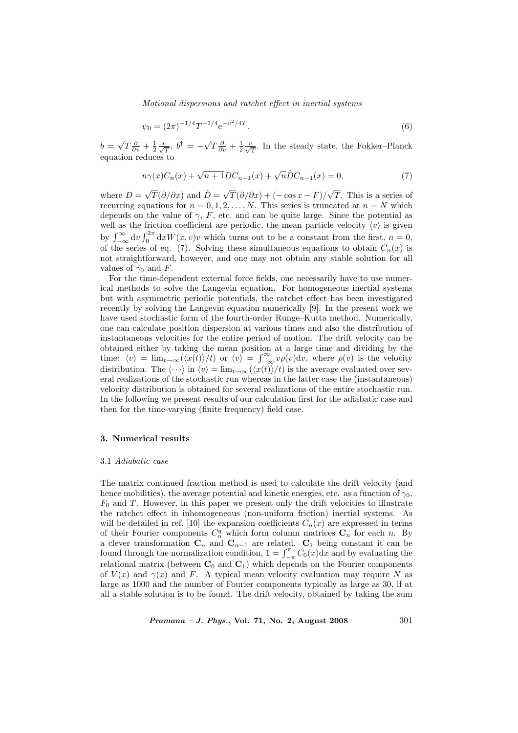$$\psi_0 = (2\pi)^{-1/4} T^{-1/4} \mathrm{e}^{-v^2/4T}. \tag{6}$$

$b = \sqrt{T}\frac{\partial}{\partial v} + \frac{1}{2}\frac{v}{\sqrt{T}}$, $b^{\dagger} = -\sqrt{T}\frac{\partial}{\partial v} + \frac{1}{2}\frac{v}{\sqrt{T}}$. In the steady state, the Fokker–Planck equation reduces to

$$n\gamma(x)C_n(x) + \sqrt{n+1}DC_{n+1}(x) + \sqrt{n}\hat{D}C_{n-1}(x) = 0, \tag{7}$$

where $D = \sqrt{T}(\partial/\partial x)$ and $\hat{D} = \sqrt{T}(\partial/\partial x) + (-\cos x - F)/\sqrt{T}$. This is a series of recurring equations for $n = 0, 1, 2, \ldots, N$. This series is truncated at $n = N$ which depends on the value of $\gamma$, $F$, etc. and can be quite large. Since the potential as well as the friction coefficient are periodic, the mean particle velocity $\langle v \rangle$ is given by $\int_{-\infty}^{\infty} \mathrm{d}v \int_0^{2\pi} \mathrm{d}x W(x,v)v$ which turns out to be a constant from the first, $n = 0$, of the series of eq. (7). Solving these simultaneous equations to obtain $C_n(x)$ is not straightforward, however, and one may not obtain any stable solution for all values of $\gamma_0$ and $F$.

For the time-dependent external force fields, one necessarily have to use numerical methods to solve the Langevin equation. For homogeneous inertial systems but with asymmetric periodic potentials, the ratchet effect has been investigated recently by solving the Langevin equation numerically [9]. In the present work we have used stochastic form of the fourth-order Runge–Kutta method. Numerically, one can calculate position dispersion at various times and also the distribution of instantaneous velocities for the entire period of motion. The drift velocity can be obtained either by taking the mean position at a large time and dividing by the time: $\langle v \rangle = \lim_{t\to\infty}(\langle x(t) \rangle / t)$ or $\langle v \rangle = \int_{-\infty}^{\infty} v\rho(v)\mathrm{d}v$, where $\rho(v)$ is the velocity distribution. The $\langle \cdots \rangle$ in $\langle v \rangle = \lim_{t\to\infty}(\langle x(t) \rangle / t)$ is the average evaluated over several realizations of the stochastic run whereas in the latter case the (instantaneous) velocity distribution is obtained for several realizations of the entire stochastic run. In the following we present results of our calculation first for the adiabatic case and then for the time-varying (finite frequency) field case.

## 3. Numerical results

### 3.1 *Adiabatic case*

The matrix continued fraction method is used to calculate the drift velocity (and hence mobilities), the average potential and kinetic energies, etc. as a function of $\gamma_0$, $F_0$ and $T$. However, in this paper we present only the drift velocities to illustrate the ratchet effect in inhomogeneous (non-uniform friction) inertial systems. As will be detailed in ref. [10] the expansion coefficients $C_n(x)$ are expressed in terms of their Fourier components $C_n^q$ which form column matrices $\mathbf{C}_n$ for each $n$. By a clever transformation $\mathbf{C}_n$ and $\mathbf{C}_{n-1}$ are related. $\mathbf{C}_1$ being constant it can be found through the normalization condition, $1 = \int_{-\pi}^{\pi} C_0(x)\mathrm{d}x$ and by evaluating the relational matrix (between $\mathbf{C}_0$ and $\mathbf{C}_1$) which depends on the Fourier components of $V(x)$ and $\gamma(x)$ and $F$. A typical mean velocity evaluation may require $N$ as large as 1000 and the number of Fourier components typically as large as 30, if at all a stable solution is to be found. The drift velocity, obtained by taking the sum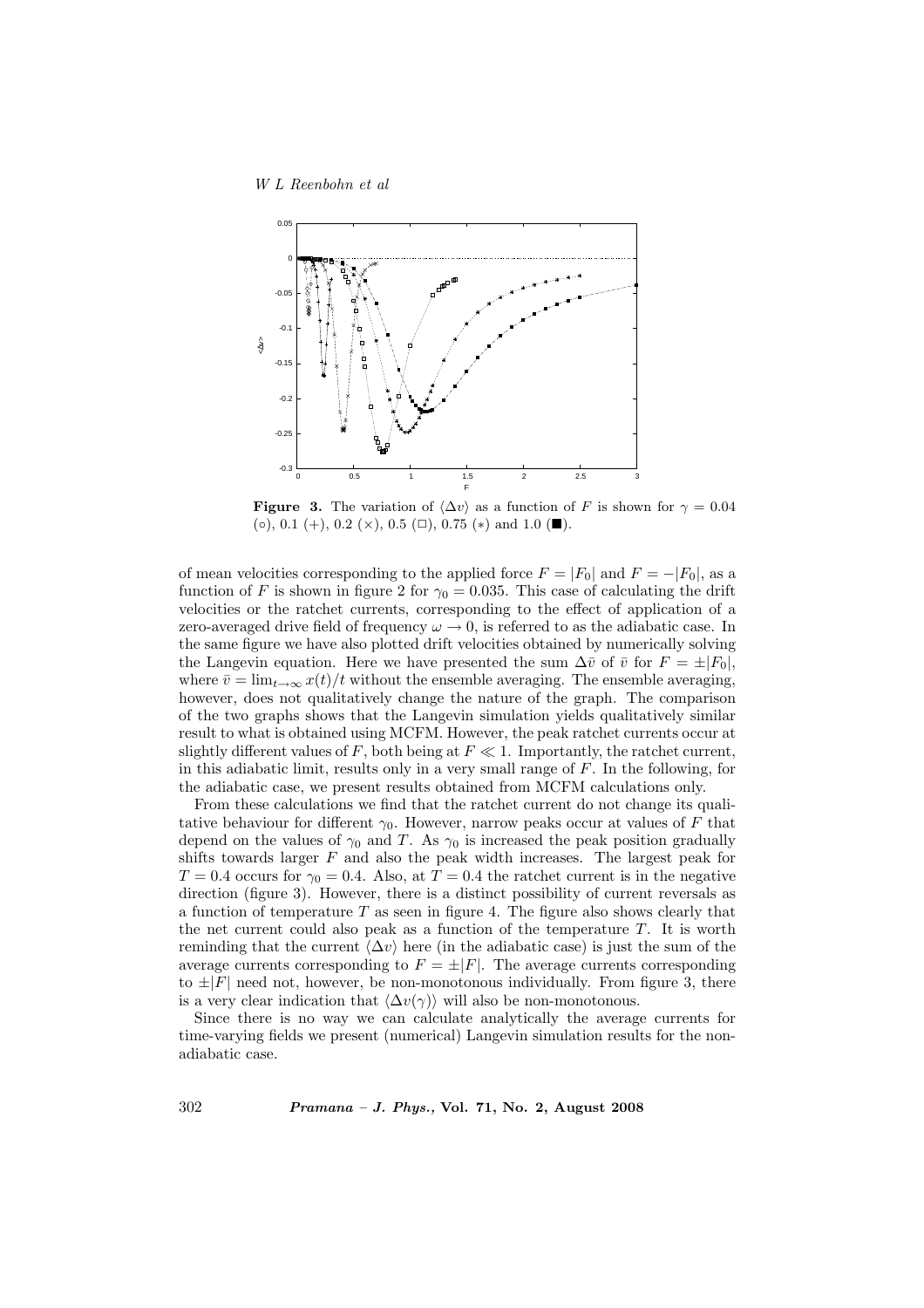**Figure 3.** The variation of $\langle \Delta v \rangle$ as a function of $F$ is shown for $\gamma = 0.04$ (○), 0.1 (+), 0.2 (×), 0.5 (□), 0.75 (∗) and 1.0 (■).

of mean velocities corresponding to the applied force $F = |F_0|$ and $F = -|F_0|$, as a function of $F$ is shown in figure 2 for $\gamma_0 = 0.035$. This case of calculating the drift velocities or the ratchet currents, corresponding to the effect of application of a zero-averaged drive field of frequency $\omega \to 0$, is referred to as the adiabatic case. In the same figure we have also plotted drift velocities obtained by numerically solving the Langevin equation. Here we have presented the sum $\Delta\bar{v}$ of $\bar{v}$ for $F = \pm|F_0|$, where $\bar{v} = \lim_{t\to\infty} x(t)/t$ without the ensemble averaging. The ensemble averaging, however, does not qualitatively change the nature of the graph. The comparison of the two graphs shows that the Langevin simulation yields qualitatively similar result to what is obtained using MCFM. However, the peak ratchet currents occur at slightly different values of $F$, both being at $F \ll 1$. Importantly, the ratchet current, in this adiabatic limit, results only in a very small range of $F$. In the following, for the adiabatic case, we present results obtained from MCFM calculations only.

From these calculations we find that the ratchet current do not change its qualitative behaviour for different $\gamma_0$. However, narrow peaks occur at values of $F$ that depend on the values of $\gamma_0$ and $T$. As $\gamma_0$ is increased the peak position gradually shifts towards larger $F$ and also the peak width increases. The largest peak for $T = 0.4$ occurs for $\gamma_0 = 0.4$. Also, at $T = 0.4$ the ratchet current is in the negative direction (figure 3). However, there is a distinct possibility of current reversals as a function of temperature $T$ as seen in figure 4. The figure also shows clearly that the net current could also peak as a function of the temperature $T$. It is worth reminding that the current $\langle \Delta v \rangle$ here (in the adiabatic case) is just the sum of the average currents corresponding to $F = \pm|F|$. The average currents corresponding to $\pm|F|$ need not, however, be non-monotonous individually. From figure 3, there is a very clear indication that $\langle \Delta v(\gamma) \rangle$ will also be non-monotonous.

Since there is no way we can calculate analytically the average currents for time-varying fields we present (numerical) Langevin simulation results for the non-adiabatic case.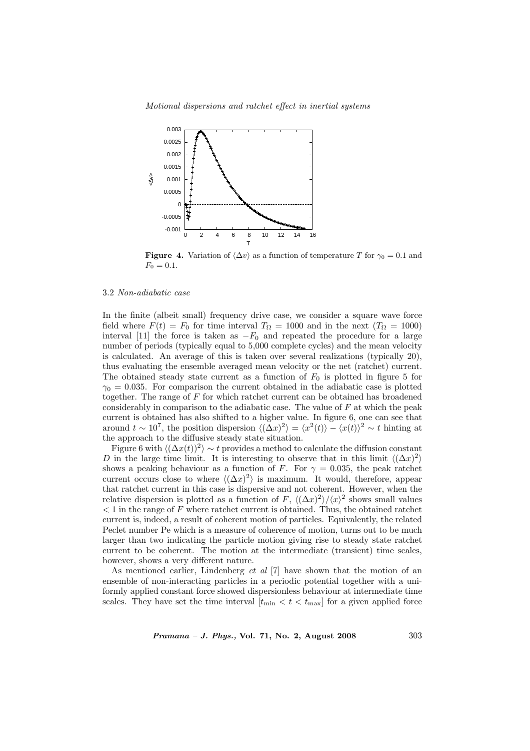**Figure 4.** Variation of $\langle \Delta v \rangle$ as a function of temperature $T$ for $\gamma_0 = 0.1$ and $F_0 = 0.1$.

### 3.2 *Non-adiabatic case*

In the finite (albeit small) frequency drive case, we consider a square wave force field where $F(t) = F_0$ for time interval $T_\Omega = 1000$ and in the next ($T_\Omega = 1000$) interval [11] the force is taken as $-F_0$ and repeated the procedure for a large number of periods (typically equal to 5,000 complete cycles) and the mean velocity is calculated. An average of this is taken over several realizations (typically 20), thus evaluating the ensemble averaged mean velocity or the net (ratchet) current. The obtained steady state current as a function of $F_0$ is plotted in figure 5 for $\gamma_0 = 0.035$. For comparison the current obtained in the adiabatic case is plotted together. The range of $F$ for which ratchet current can be obtained has broadened considerably in comparison to the adiabatic case. The value of $F$ at which the peak current is obtained has also shifted to a higher value. In figure 6, one can see that around $t \sim 10^7$, the position dispersion $\langle (\Delta x)^2 \rangle = \langle x^2(t) \rangle - \langle x(t) \rangle^2 \sim t$ hinting at the approach to the diffusive steady state situation.

Figure 6 with $\langle (\Delta x(t))^2 \rangle \sim t$ provides a method to calculate the diffusion constant $D$ in the large time limit. It is interesting to observe that in this limit $\langle (\Delta x)^2 \rangle$ shows a peaking behaviour as a function of $F$. For $\gamma = 0.035$, the peak ratchet current occurs close to where $\langle (\Delta x)^2 \rangle$ is maximum. It would, therefore, appear that ratchet current in this case is dispersive and not coherent. However, when the relative dispersion is plotted as a function of $F$, $\langle (\Delta x)^2 \rangle / \langle x \rangle^2$ shows small values $< 1$ in the range of $F$ where ratchet current is obtained. Thus, the obtained ratchet current is, indeed, a result of coherent motion of particles. Equivalently, the related Peclet number Pe which is a measure of coherence of motion, turns out to be much larger than two indicating the particle motion giving rise to steady state ratchet current to be coherent. The motion at the intermediate (transient) time scales, however, shows a very different nature.

As mentioned earlier, Lindenberg *et al* [7] have shown that the motion of an ensemble of non-interacting particles in a periodic potential together with a uniformly applied constant force showed dispersionless behaviour at intermediate time scales. They have set the time interval $[t_{\min} < t < t_{\max}]$ for a given applied force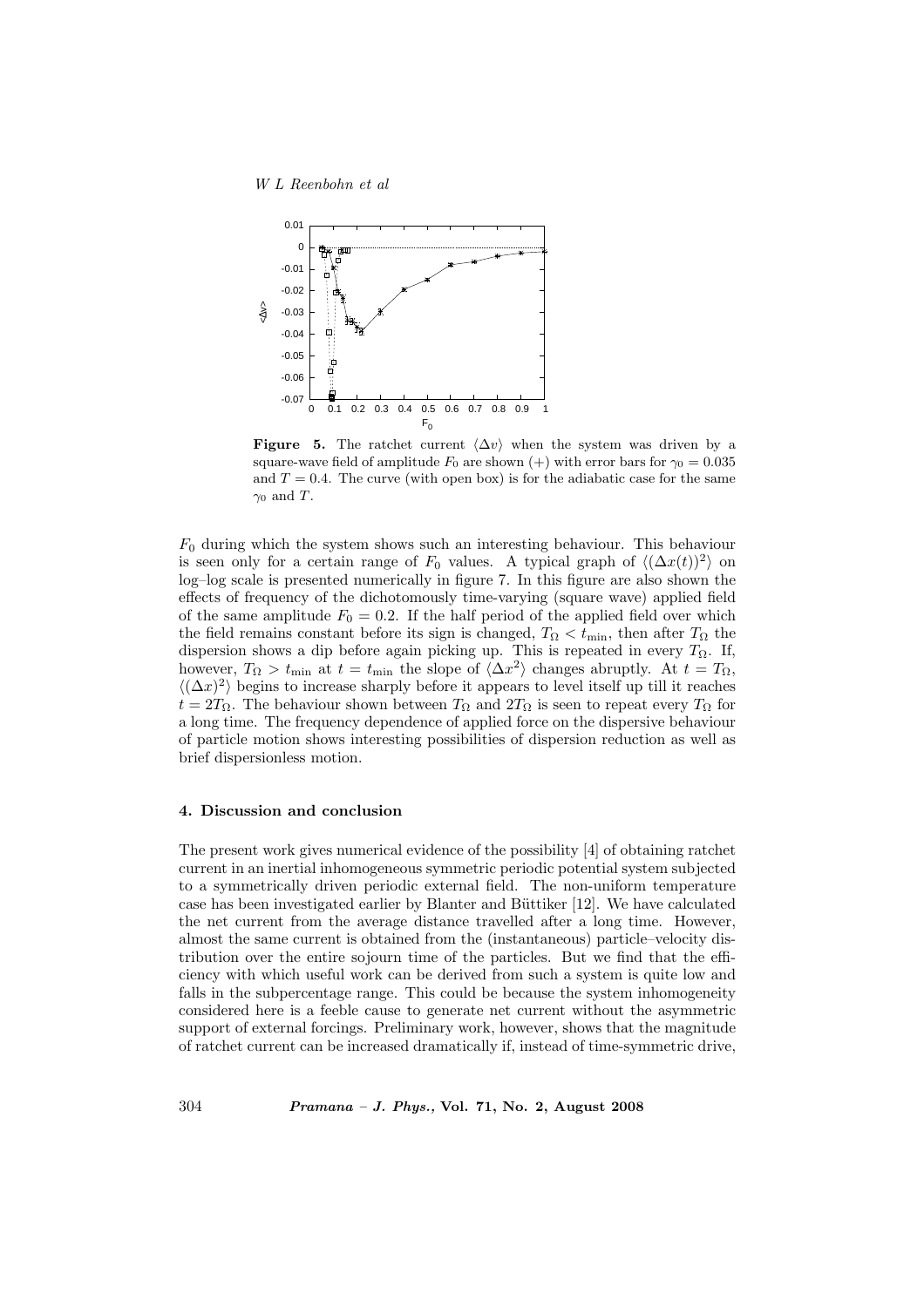**Figure 5.** The ratchet current $\langle \Delta v \rangle$ when the system was driven by a square-wave field of amplitude $F_0$ are shown (+) with error bars for $\gamma_0 = 0.035$ and $T = 0.4$. The curve (with open box) is for the adiabatic case for the same $\gamma_0$ and $T$.

$F_0$ during which the system shows such an interesting behaviour. This behaviour is seen only for a certain range of $F_0$ values. A typical graph of $\langle (\Delta x(t))^2 \rangle$ on log–log scale is presented numerically in figure 7. In this figure are also shown the effects of frequency of the dichotomously time-varying (square wave) applied field of the same amplitude $F_0 = 0.2$. If the half period of the applied field over which the field remains constant before its sign is changed, $T_\Omega < t_{\min}$, then after $T_\Omega$ the dispersion shows a dip before again picking up. This is repeated in every $T_\Omega$. If, however, $T_\Omega > t_{\min}$ at $t = t_{\min}$ the slope of $\langle \Delta x^2 \rangle$ changes abruptly. At $t = T_\Omega$, $\langle (\Delta x)^2 \rangle$ begins to increase sharply before it appears to level itself up till it reaches $t = 2T_\Omega$. The behaviour shown between $T_\Omega$ and $2T_\Omega$ is seen to repeat every $T_\Omega$ for a long time. The frequency dependence of applied force on the dispersive behaviour of particle motion shows interesting possibilities of dispersion reduction as well as brief dispersionless motion.

## 4. Discussion and conclusion

The present work gives numerical evidence of the possibility [4] of obtaining ratchet current in an inertial inhomogeneous symmetric periodic potential system subjected to a symmetrically driven periodic external field. The non-uniform temperature case has been investigated earlier by Blanter and Büttiker [12]. We have calculated the net current from the average distance travelled after a long time. However, almost the same current is obtained from the (instantaneous) particle–velocity distribution over the entire sojourn time of the particles. But we find that the efficiency with which useful work can be derived from such a system is quite low and falls in the subpercentage range. This could be because the system inhomogeneity considered here is a feeble cause to generate net current without the asymmetric support of external forcings. Preliminary work, however, shows that the magnitude of ratchet current can be increased dramatically if, instead of time-symmetric drive,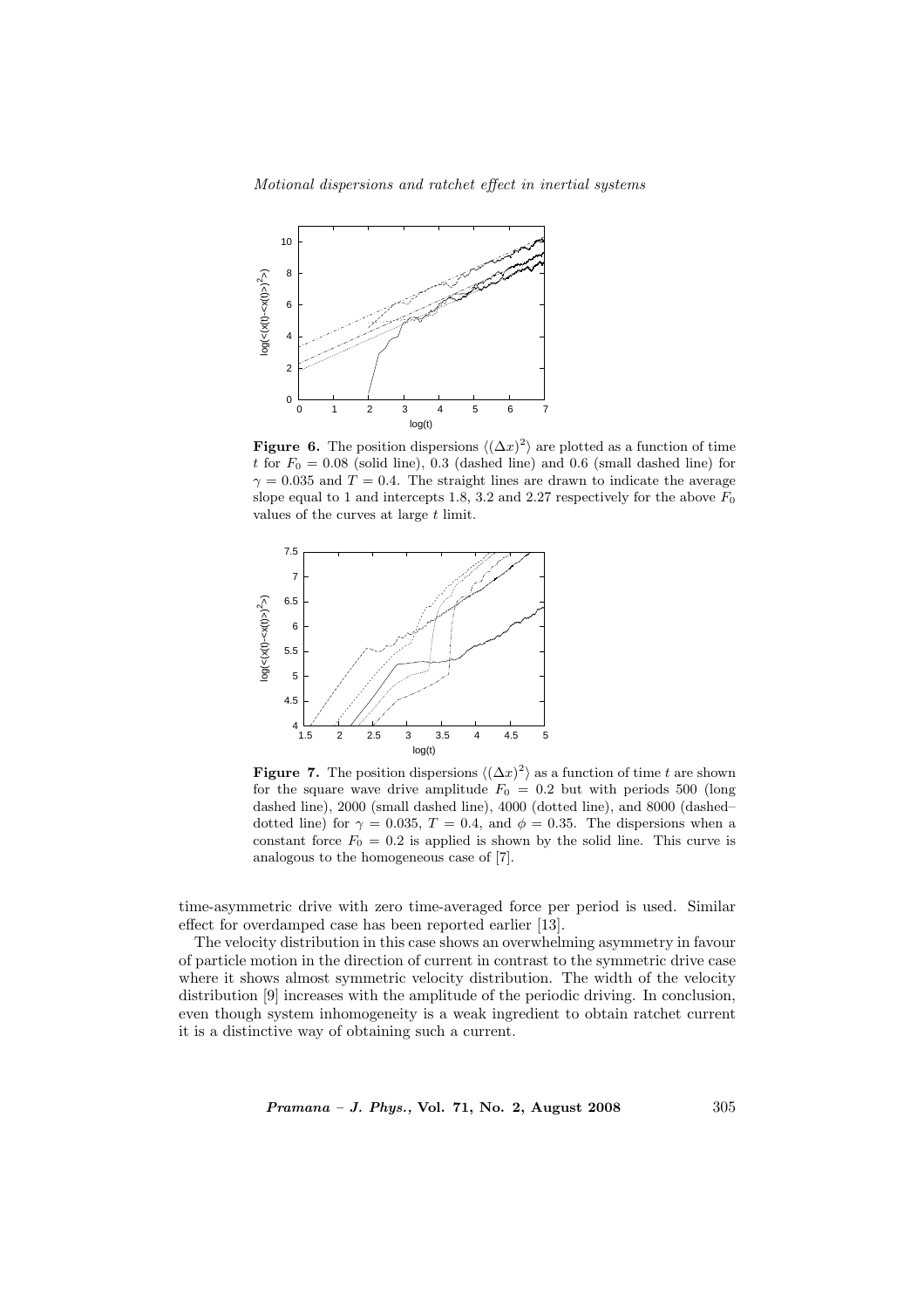**Figure 6.** The position dispersions $\langle(\Delta x)^2\rangle$ are plotted as a function of time $t$ for $F_0 = 0.08$ (solid line), 0.3 (dashed line) and 0.6 (small dashed line) for $\gamma = 0.035$ and $T = 0.4$. The straight lines are drawn to indicate the average slope equal to 1 and intercepts 1.8, 3.2 and 2.27 respectively for the above $F_0$ values of the curves at large $t$ limit.

**Figure 7.** The position dispersions $\langle(\Delta x)^2\rangle$ as a function of time $t$ are shown for the square wave drive amplitude $F_0 = 0.2$ but with periods 500 (long dashed line), 2000 (small dashed line), 4000 (dotted line), and 8000 (dashed–dotted line) for $\gamma = 0.035$, $T = 0.4$, and $\phi = 0.35$. The dispersions when a constant force $F_0 = 0.2$ is applied is shown by the solid line. This curve is analogous to the homogeneous case of [7].

time-asymmetric drive with zero time-averaged force per period is used. Similar effect for overdamped case has been reported earlier [13].

The velocity distribution in this case shows an overwhelming asymmetry in favour of particle motion in the direction of current in contrast to the symmetric drive case where it shows almost symmetric velocity distribution. The width of the velocity distribution [9] increases with the amplitude of the periodic driving. In conclusion, even though system inhomogeneity is a weak ingredient to obtain ratchet current it is a distinctive way of obtaining such a current.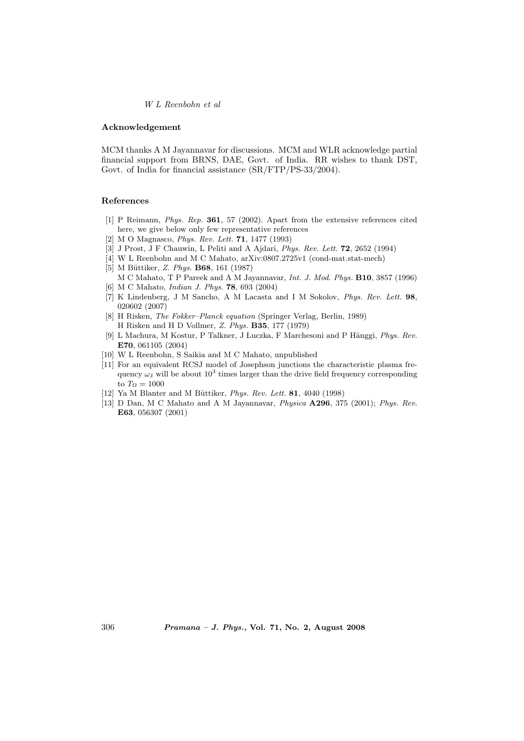## Acknowledgement

MCM thanks A M Jayannavar for discussions. MCM and WLR acknowledge partial financial support from BRNS, DAE, Govt. of India. RR wishes to thank DST, Govt. of India for financial assistance (SR/FTP/PS-33/2004).

## References

[1] P Reimann, *Phys. Rep.* **361**, 57 (2002). Apart from the extensive references cited here, we give below only few representative references

[2] M O Magnasco, *Phys. Rev. Lett.* **71**, 1477 (1993)

[3] J Prost, J F Chauwin, L Peliti and A Ajdari, *Phys. Rev. Lett.* **72**, 2652 (1994)

[4] W L Reenbohn and M C Mahato, arXiv:0807.2725v1 (cond-mat.stat-mech)

[5] M Büttiker, *Z. Phys.* **B68**, 161 (1987)
M C Mahato, T P Pareek and A M Jayannavar, *Int. J. Mod. Phys.* **B10**, 3857 (1996)

[6] M C Mahato, *Indian J. Phys.* **78**, 693 (2004)

[7] K Lindenberg, J M Sancho, A M Lacasta and I M Sokolov, *Phys. Rev. Lett.* **98**, 020602 (2007)

[8] H Risken, *The Fokker–Planck equation* (Springer Verlag, Berlin, 1989)
H Risken and H D Vollmer, *Z. Phys.* **B35**, 177 (1979)

[9] L Machura, M Kostur, P Talkner, J Łuczka, F Marchesoni and P Hänggi, *Phys. Rev.* **E70**, 061105 (2004)

[10] W L Reenbohn, S Saikia and M C Mahato, unpublished

[11] For an equivalent RCSJ model of Josephson junctions the characteristic plasma frequency $\omega_J$ will be about $10^3$ times larger than the drive field frequency corresponding to $T_\Omega = 1000$

[12] Ya M Blanter and M Büttiker, *Phys. Rev. Lett.* **81**, 4040 (1998)

[13] D Dan, M C Mahato and A M Jayannavar, *Physica* **A296**, 375 (2001); *Phys. Rev.* **E63**, 056307 (2001)